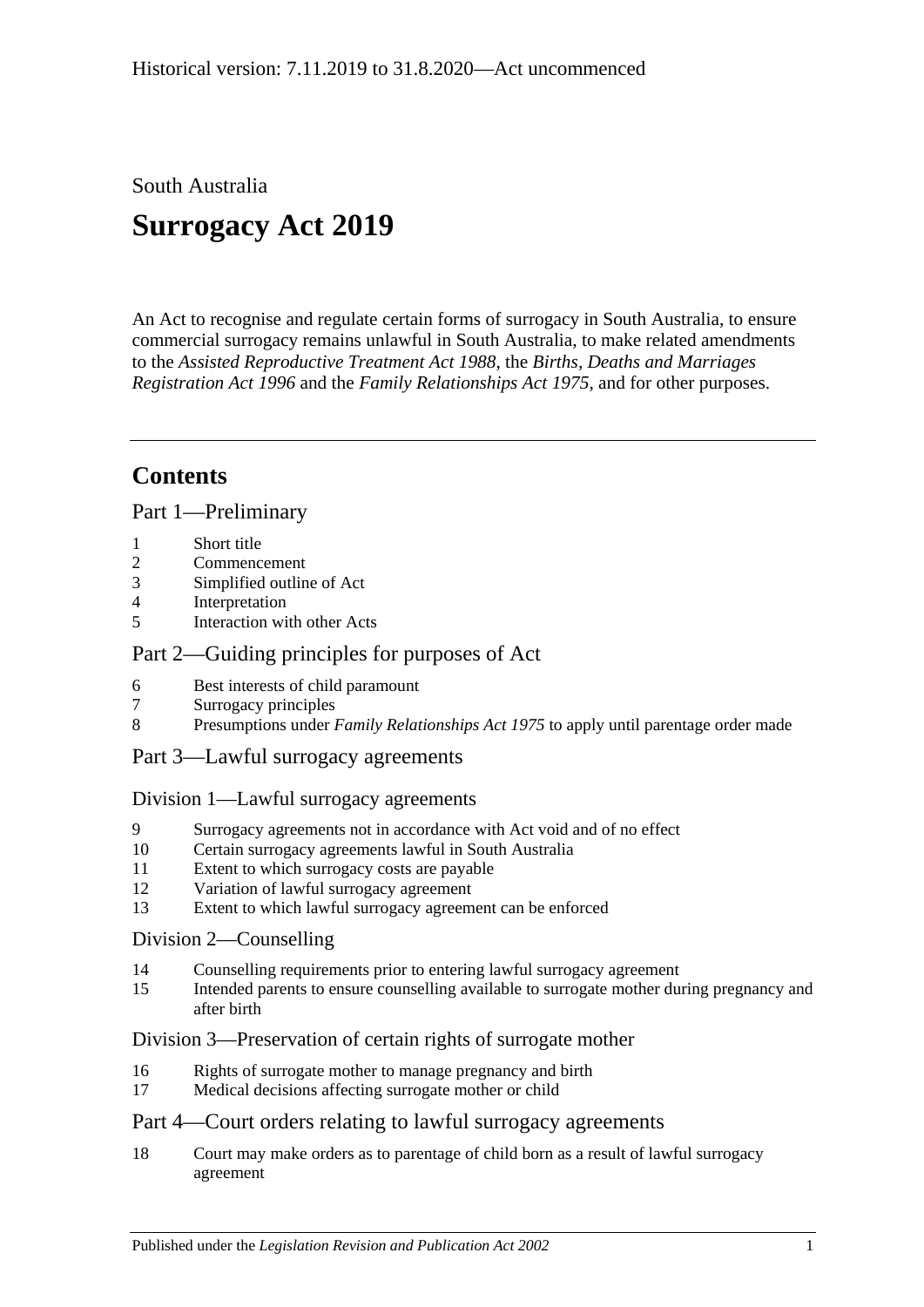Historical version: 7.11.2019 to 31.8.2020—Act uncommenced

South Australia

# Surrogacy Act 2019

An Act to recognise and regulate certain forms of surrogacy in South Australia, to ensure commercial surrogacy remains unlawful in South Australia, to make related amendments to the *Assisted Reproductive Treatment Act 1988*, the *Births, Deaths and Marriages Registration Act 1996* and the *Family Relationships Act 1975*, and for other purposes.

## Contents

### Part 1—Preliminary

1 Short title
2 Commencement
3 Simplified outline of Act
4 Interpretation
5 Interaction with other Acts

### Part 2—Guiding principles for purposes of Act

6 Best interests of child paramount
7 Surrogacy principles
8 Presumptions under *Family Relationships Act 1975* to apply until parentage order made

### Part 3—Lawful surrogacy agreements

#### Division 1—Lawful surrogacy agreements

9 Surrogacy agreements not in accordance with Act void and of no effect
10 Certain surrogacy agreements lawful in South Australia
11 Extent to which surrogacy costs are payable
12 Variation of lawful surrogacy agreement
13 Extent to which lawful surrogacy agreement can be enforced

#### Division 2—Counselling

14 Counselling requirements prior to entering lawful surrogacy agreement
15 Intended parents to ensure counselling available to surrogate mother during pregnancy and after birth

#### Division 3—Preservation of certain rights of surrogate mother

16 Rights of surrogate mother to manage pregnancy and birth
17 Medical decisions affecting surrogate mother or child

### Part 4—Court orders relating to lawful surrogacy agreements

18 Court may make orders as to parentage of child born as a result of lawful surrogacy agreement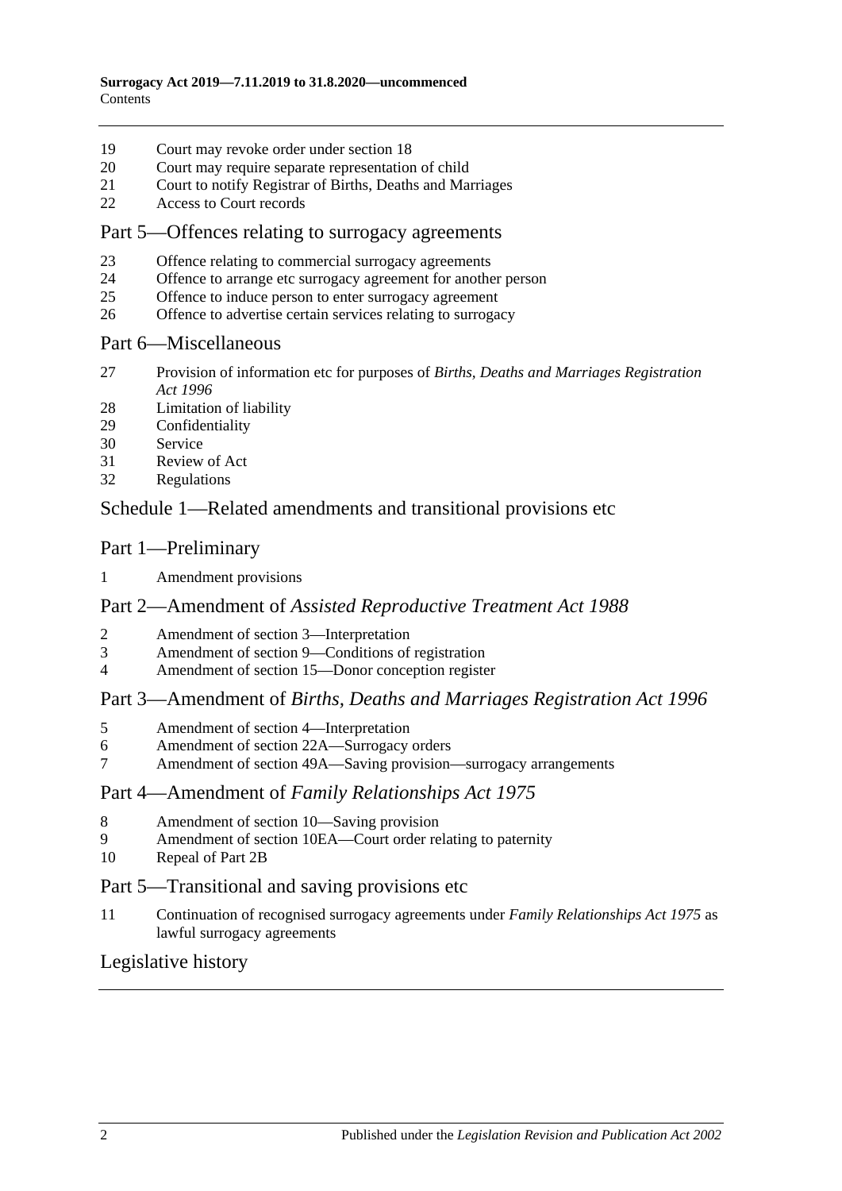19 Court may revoke order under section 18
20 Court may require separate representation of child
21 Court to notify Registrar of Births, Deaths and Marriages
22 Access to Court records

## Part 5—Offences relating to surrogacy agreements

23 Offence relating to commercial surrogacy agreements
24 Offence to arrange etc surrogacy agreement for another person
25 Offence to induce person to enter surrogacy agreement
26 Offence to advertise certain services relating to surrogacy

## Part 6—Miscellaneous

27 Provision of information etc for purposes of *Births, Deaths and Marriages Registration Act 1996*
28 Limitation of liability
29 Confidentiality
30 Service
31 Review of Act
32 Regulations

## Schedule 1—Related amendments and transitional provisions etc

## Part 1—Preliminary

1 Amendment provisions

## Part 2—Amendment of *Assisted Reproductive Treatment Act 1988*

2 Amendment of section 3—Interpretation
3 Amendment of section 9—Conditions of registration
4 Amendment of section 15—Donor conception register

## Part 3—Amendment of *Births, Deaths and Marriages Registration Act 1996*

5 Amendment of section 4—Interpretation
6 Amendment of section 22A—Surrogacy orders
7 Amendment of section 49A—Saving provision—surrogacy arrangements

## Part 4—Amendment of *Family Relationships Act 1975*

8 Amendment of section 10—Saving provision
9 Amendment of section 10EA—Court order relating to paternity
10 Repeal of Part 2B

## Part 5—Transitional and saving provisions etc

11 Continuation of recognised surrogacy agreements under *Family Relationships Act 1975* as lawful surrogacy agreements

## Legislative history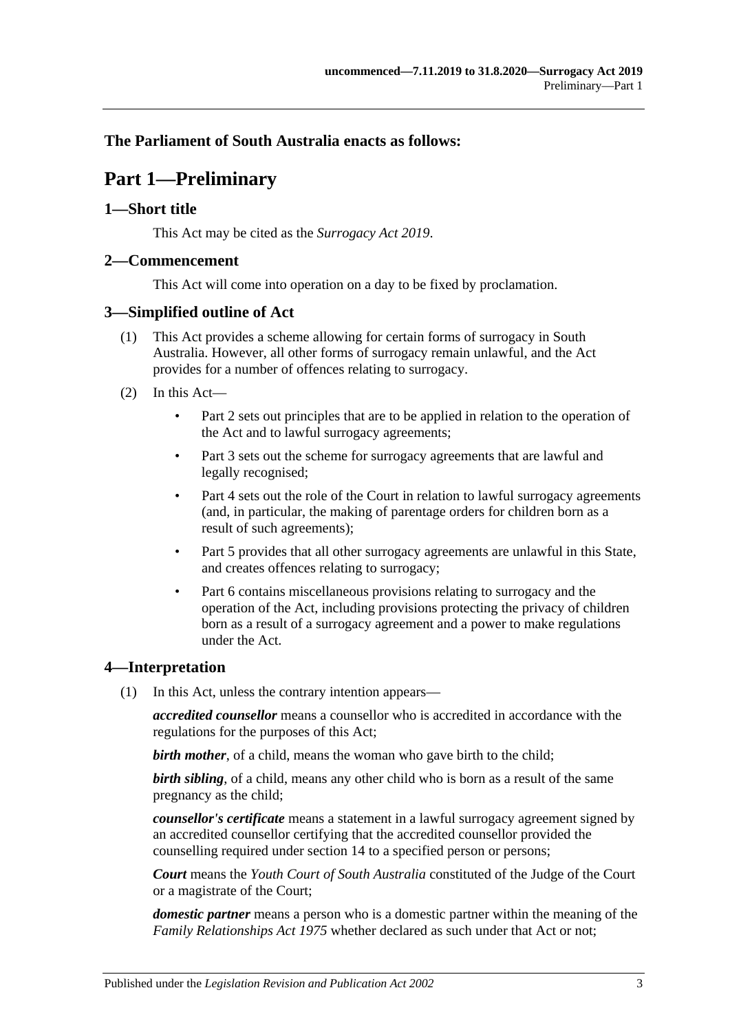**The Parliament of South Australia enacts as follows:**

# Part 1—Preliminary

## 1—Short title

This Act may be cited as the *Surrogacy Act 2019*.

## 2—Commencement

This Act will come into operation on a day to be fixed by proclamation.

## 3—Simplified outline of Act

(1) This Act provides a scheme allowing for certain forms of surrogacy in South Australia. However, all other forms of surrogacy remain unlawful, and the Act provides for a number of offences relating to surrogacy.

(2) In this Act—

- Part 2 sets out principles that are to be applied in relation to the operation of the Act and to lawful surrogacy agreements;
- Part 3 sets out the scheme for surrogacy agreements that are lawful and legally recognised;
- Part 4 sets out the role of the Court in relation to lawful surrogacy agreements (and, in particular, the making of parentage orders for children born as a result of such agreements);
- Part 5 provides that all other surrogacy agreements are unlawful in this State, and creates offences relating to surrogacy;
- Part 6 contains miscellaneous provisions relating to surrogacy and the operation of the Act, including provisions protecting the privacy of children born as a result of a surrogacy agreement and a power to make regulations under the Act.

## 4—Interpretation

(1) In this Act, unless the contrary intention appears—

***accredited counsellor*** means a counsellor who is accredited in accordance with the regulations for the purposes of this Act;

***birth mother***, of a child, means the woman who gave birth to the child;

***birth sibling***, of a child, means any other child who is born as a result of the same pregnancy as the child;

***counsellor's certificate*** means a statement in a lawful surrogacy agreement signed by an accredited counsellor certifying that the accredited counsellor provided the counselling required under section 14 to a specified person or persons;

***Court*** means the *Youth Court of South Australia* constituted of the Judge of the Court or a magistrate of the Court;

***domestic partner*** means a person who is a domestic partner within the meaning of the *Family Relationships Act 1975* whether declared as such under that Act or not;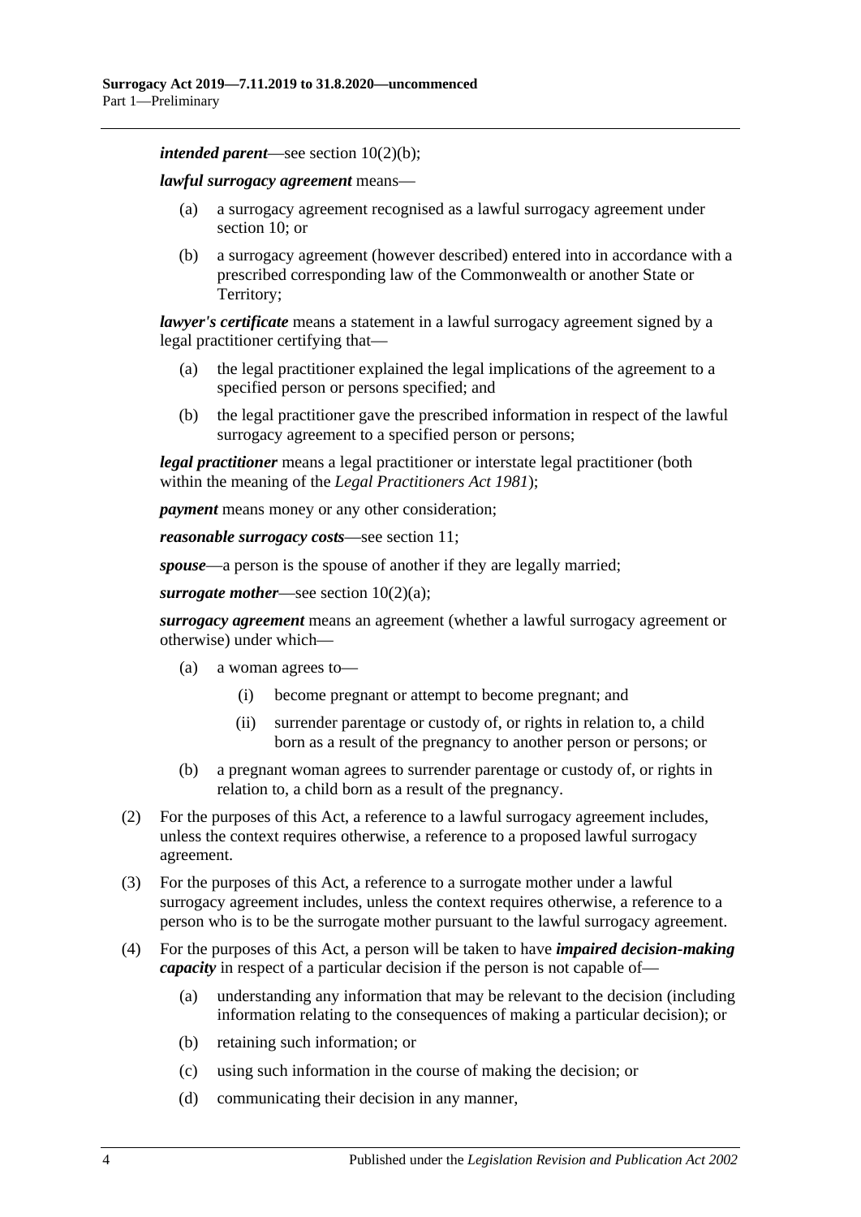***intended parent***—see section 10(2)(b);

***lawful surrogacy agreement*** means—

- (a) a surrogacy agreement recognised as a lawful surrogacy agreement under section 10; or
- (b) a surrogacy agreement (however described) entered into in accordance with a prescribed corresponding law of the Commonwealth or another State or Territory;

***lawyer's certificate*** means a statement in a lawful surrogacy agreement signed by a legal practitioner certifying that—

- (a) the legal practitioner explained the legal implications of the agreement to a specified person or persons specified; and
- (b) the legal practitioner gave the prescribed information in respect of the lawful surrogacy agreement to a specified person or persons;

***legal practitioner*** means a legal practitioner or interstate legal practitioner (both within the meaning of the *Legal Practitioners Act 1981*);

***payment*** means money or any other consideration;

***reasonable surrogacy costs***—see section 11;

***spouse***—a person is the spouse of another if they are legally married;

***surrogate mother***—see section 10(2)(a);

***surrogacy agreement*** means an agreement (whether a lawful surrogacy agreement or otherwise) under which—

- (a) a woman agrees to—
  - (i) become pregnant or attempt to become pregnant; and
  - (ii) surrender parentage or custody of, or rights in relation to, a child born as a result of the pregnancy to another person or persons; or
- (b) a pregnant woman agrees to surrender parentage or custody of, or rights in relation to, a child born as a result of the pregnancy.

(2) For the purposes of this Act, a reference to a lawful surrogacy agreement includes, unless the context requires otherwise, a reference to a proposed lawful surrogacy agreement.

(3) For the purposes of this Act, a reference to a surrogate mother under a lawful surrogacy agreement includes, unless the context requires otherwise, a reference to a person who is to be the surrogate mother pursuant to the lawful surrogacy agreement.

(4) For the purposes of this Act, a person will be taken to have ***impaired decision-making capacity*** in respect of a particular decision if the person is not capable of—

- (a) understanding any information that may be relevant to the decision (including information relating to the consequences of making a particular decision); or
- (b) retaining such information; or
- (c) using such information in the course of making the decision; or
- (d) communicating their decision in any manner,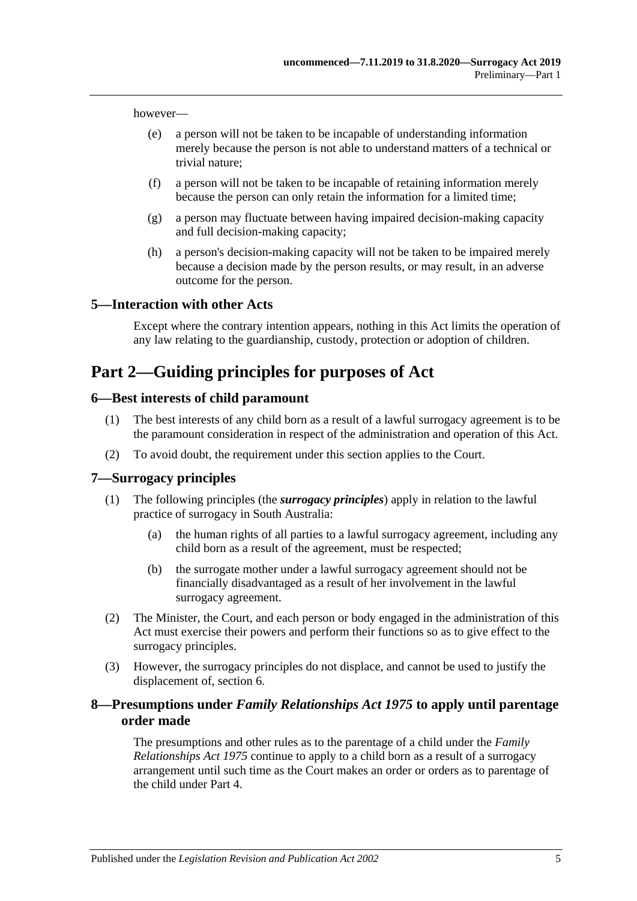however—

(e) a person will not be taken to be incapable of understanding information merely because the person is not able to understand matters of a technical or trivial nature;

(f) a person will not be taken to be incapable of retaining information merely because the person can only retain the information for a limited time;

(g) a person may fluctuate between having impaired decision-making capacity and full decision-making capacity;

(h) a person's decision-making capacity will not be taken to be impaired merely because a decision made by the person results, or may result, in an adverse outcome for the person.

### 5—Interaction with other Acts

Except where the contrary intention appears, nothing in this Act limits the operation of any law relating to the guardianship, custody, protection or adoption of children.

## Part 2—Guiding principles for purposes of Act

### 6—Best interests of child paramount

(1) The best interests of any child born as a result of a lawful surrogacy agreement is to be the paramount consideration in respect of the administration and operation of this Act.

(2) To avoid doubt, the requirement under this section applies to the Court.

### 7—Surrogacy principles

(1) The following principles (the ***surrogacy principles***) apply in relation to the lawful practice of surrogacy in South Australia:

(a) the human rights of all parties to a lawful surrogacy agreement, including any child born as a result of the agreement, must be respected;

(b) the surrogate mother under a lawful surrogacy agreement should not be financially disadvantaged as a result of her involvement in the lawful surrogacy agreement.

(2) The Minister, the Court, and each person or body engaged in the administration of this Act must exercise their powers and perform their functions so as to give effect to the surrogacy principles.

(3) However, the surrogacy principles do not displace, and cannot be used to justify the displacement of, section 6.

### 8—Presumptions under *Family Relationships Act 1975* to apply until parentage order made

The presumptions and other rules as to the parentage of a child under the *Family Relationships Act 1975* continue to apply to a child born as a result of a surrogacy arrangement until such time as the Court makes an order or orders as to parentage of the child under Part 4.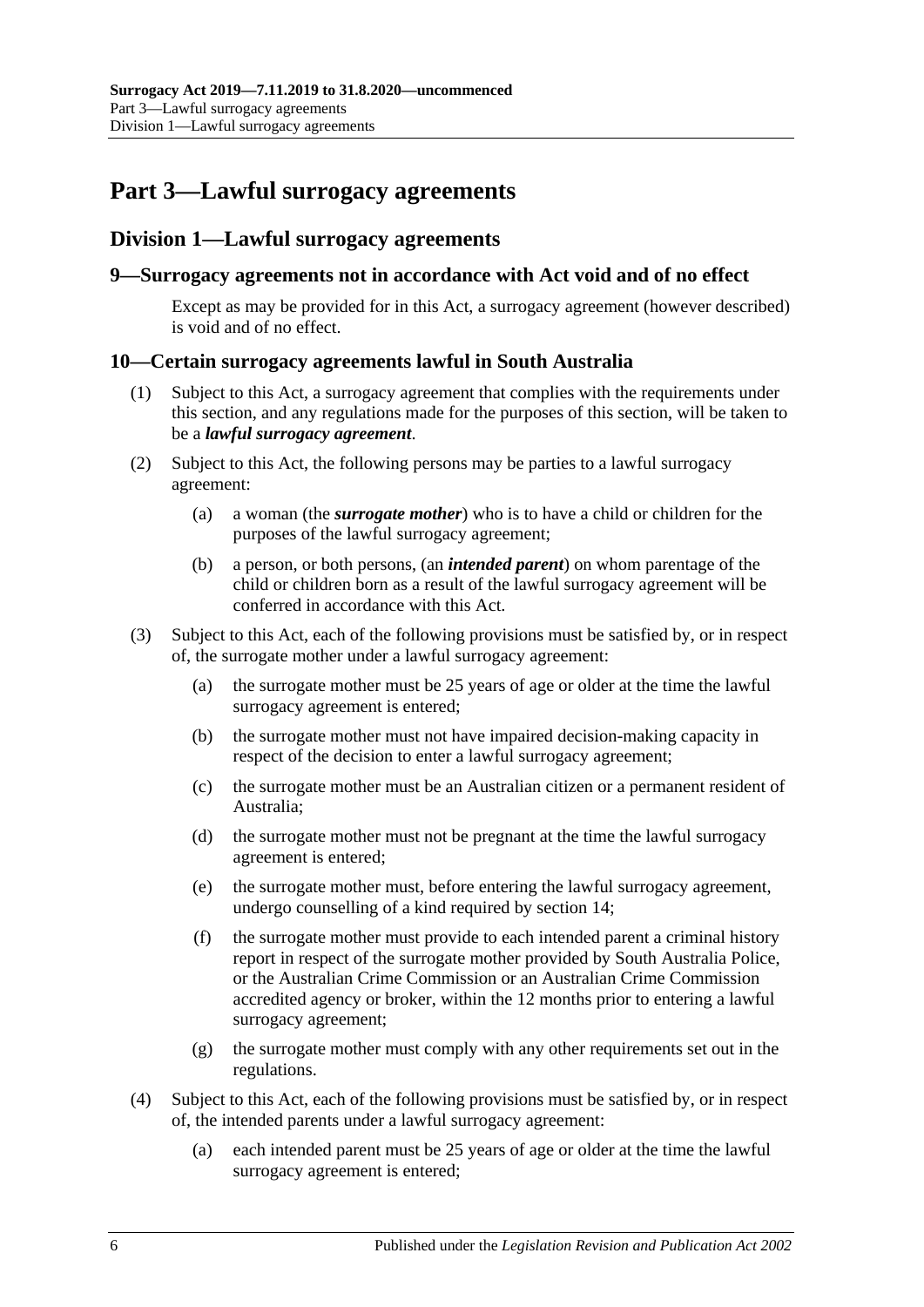# Part 3—Lawful surrogacy agreements

## Division 1—Lawful surrogacy agreements

### 9—Surrogacy agreements not in accordance with Act void and of no effect

Except as may be provided for in this Act, a surrogacy agreement (however described) is void and of no effect.

### 10—Certain surrogacy agreements lawful in South Australia

(1) Subject to this Act, a surrogacy agreement that complies with the requirements under this section, and any regulations made for the purposes of this section, will be taken to be a ***lawful surrogacy agreement***.

(2) Subject to this Act, the following persons may be parties to a lawful surrogacy agreement:

- (a) a woman (the ***surrogate mother***) who is to have a child or children for the purposes of the lawful surrogacy agreement;
- (b) a person, or both persons, (an ***intended parent***) on whom parentage of the child or children born as a result of the lawful surrogacy agreement will be conferred in accordance with this Act.

(3) Subject to this Act, each of the following provisions must be satisfied by, or in respect of, the surrogate mother under a lawful surrogacy agreement:

- (a) the surrogate mother must be 25 years of age or older at the time the lawful surrogacy agreement is entered;
- (b) the surrogate mother must not have impaired decision-making capacity in respect of the decision to enter a lawful surrogacy agreement;
- (c) the surrogate mother must be an Australian citizen or a permanent resident of Australia;
- (d) the surrogate mother must not be pregnant at the time the lawful surrogacy agreement is entered;
- (e) the surrogate mother must, before entering the lawful surrogacy agreement, undergo counselling of a kind required by section 14;
- (f) the surrogate mother must provide to each intended parent a criminal history report in respect of the surrogate mother provided by South Australia Police, or the Australian Crime Commission or an Australian Crime Commission accredited agency or broker, within the 12 months prior to entering a lawful surrogacy agreement;
- (g) the surrogate mother must comply with any other requirements set out in the regulations.

(4) Subject to this Act, each of the following provisions must be satisfied by, or in respect of, the intended parents under a lawful surrogacy agreement:

- (a) each intended parent must be 25 years of age or older at the time the lawful surrogacy agreement is entered;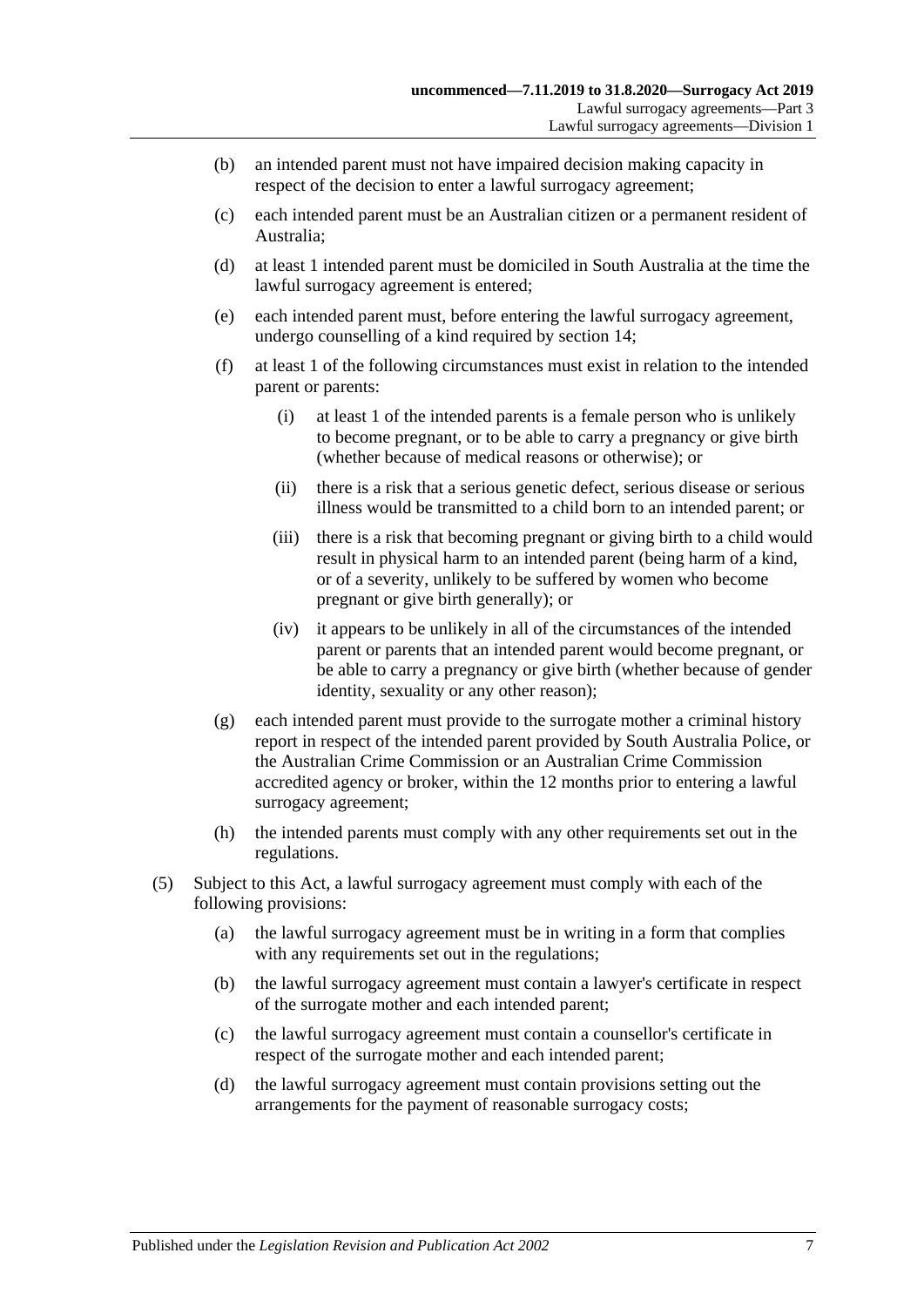(b) an intended parent must not have impaired decision making capacity in respect of the decision to enter a lawful surrogacy agreement;

(c) each intended parent must be an Australian citizen or a permanent resident of Australia;

(d) at least 1 intended parent must be domiciled in South Australia at the time the lawful surrogacy agreement is entered;

(e) each intended parent must, before entering the lawful surrogacy agreement, undergo counselling of a kind required by section 14;

(f) at least 1 of the following circumstances must exist in relation to the intended parent or parents:

   (i) at least 1 of the intended parents is a female person who is unlikely to become pregnant, or to be able to carry a pregnancy or give birth (whether because of medical reasons or otherwise); or

   (ii) there is a risk that a serious genetic defect, serious disease or serious illness would be transmitted to a child born to an intended parent; or

   (iii) there is a risk that becoming pregnant or giving birth to a child would result in physical harm to an intended parent (being harm of a kind, or of a severity, unlikely to be suffered by women who become pregnant or give birth generally); or

   (iv) it appears to be unlikely in all of the circumstances of the intended parent or parents that an intended parent would become pregnant, or be able to carry a pregnancy or give birth (whether because of gender identity, sexuality or any other reason);

(g) each intended parent must provide to the surrogate mother a criminal history report in respect of the intended parent provided by South Australia Police, or the Australian Crime Commission or an Australian Crime Commission accredited agency or broker, within the 12 months prior to entering a lawful surrogacy agreement;

(h) the intended parents must comply with any other requirements set out in the regulations.

(5) Subject to this Act, a lawful surrogacy agreement must comply with each of the following provisions:

(a) the lawful surrogacy agreement must be in writing in a form that complies with any requirements set out in the regulations;

(b) the lawful surrogacy agreement must contain a lawyer's certificate in respect of the surrogate mother and each intended parent;

(c) the lawful surrogacy agreement must contain a counsellor's certificate in respect of the surrogate mother and each intended parent;

(d) the lawful surrogacy agreement must contain provisions setting out the arrangements for the payment of reasonable surrogacy costs;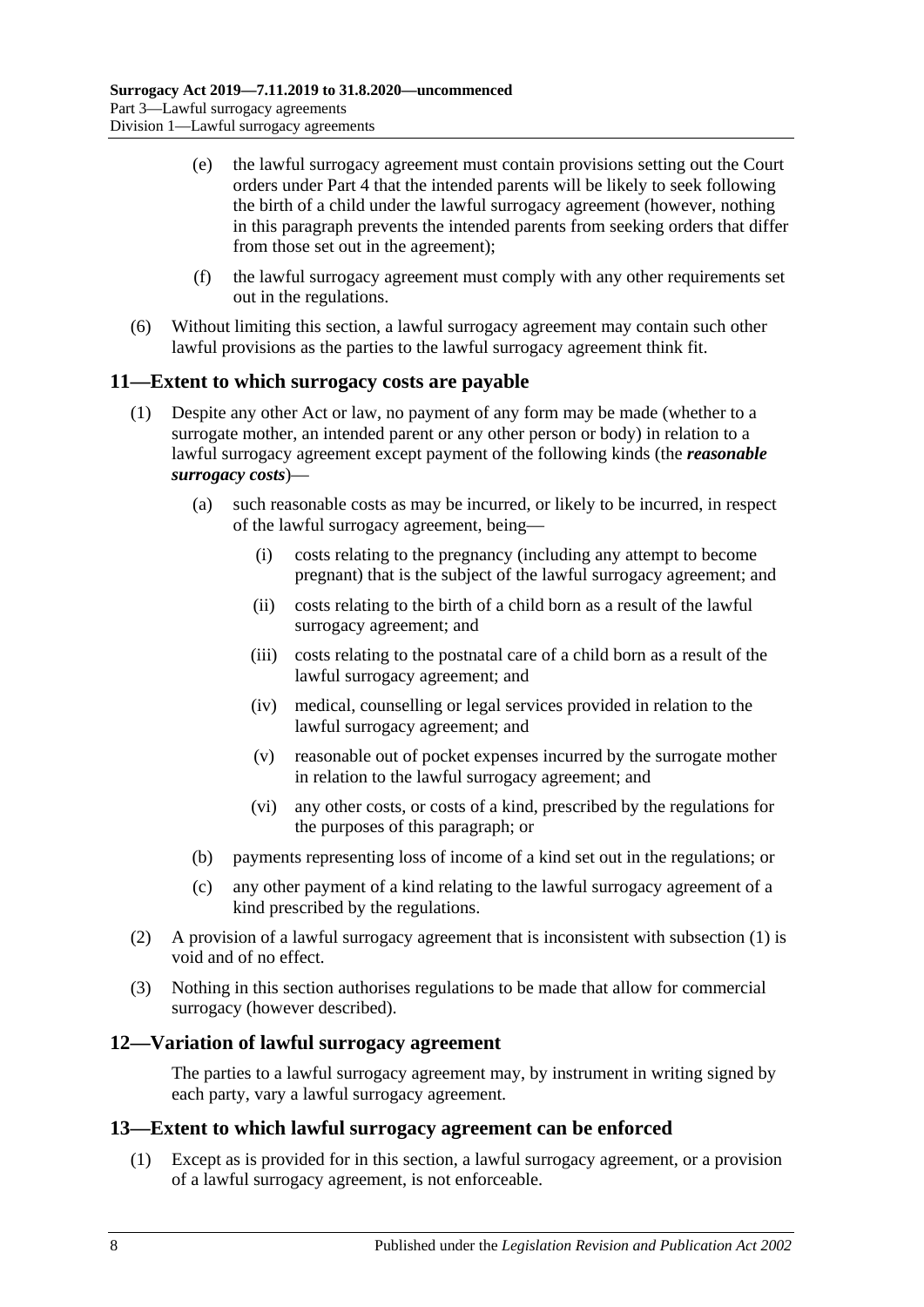(e) the lawful surrogacy agreement must contain provisions setting out the Court orders under Part 4 that the intended parents will be likely to seek following the birth of a child under the lawful surrogacy agreement (however, nothing in this paragraph prevents the intended parents from seeking orders that differ from those set out in the agreement);

(f) the lawful surrogacy agreement must comply with any other requirements set out in the regulations.

(6) Without limiting this section, a lawful surrogacy agreement may contain such other lawful provisions as the parties to the lawful surrogacy agreement think fit.

## 11—Extent to which surrogacy costs are payable

(1) Despite any other Act or law, no payment of any form may be made (whether to a surrogate mother, an intended parent or any other person or body) in relation to a lawful surrogacy agreement except payment of the following kinds (the ***reasonable surrogacy costs***)—

(a) such reasonable costs as may be incurred, or likely to be incurred, in respect of the lawful surrogacy agreement, being—

(i) costs relating to the pregnancy (including any attempt to become pregnant) that is the subject of the lawful surrogacy agreement; and

(ii) costs relating to the birth of a child born as a result of the lawful surrogacy agreement; and

(iii) costs relating to the postnatal care of a child born as a result of the lawful surrogacy agreement; and

(iv) medical, counselling or legal services provided in relation to the lawful surrogacy agreement; and

(v) reasonable out of pocket expenses incurred by the surrogate mother in relation to the lawful surrogacy agreement; and

(vi) any other costs, or costs of a kind, prescribed by the regulations for the purposes of this paragraph; or

(b) payments representing loss of income of a kind set out in the regulations; or

(c) any other payment of a kind relating to the lawful surrogacy agreement of a kind prescribed by the regulations.

(2) A provision of a lawful surrogacy agreement that is inconsistent with subsection (1) is void and of no effect.

(3) Nothing in this section authorises regulations to be made that allow for commercial surrogacy (however described).

## 12—Variation of lawful surrogacy agreement

The parties to a lawful surrogacy agreement may, by instrument in writing signed by each party, vary a lawful surrogacy agreement.

## 13—Extent to which lawful surrogacy agreement can be enforced

(1) Except as is provided for in this section, a lawful surrogacy agreement, or a provision of a lawful surrogacy agreement, is not enforceable.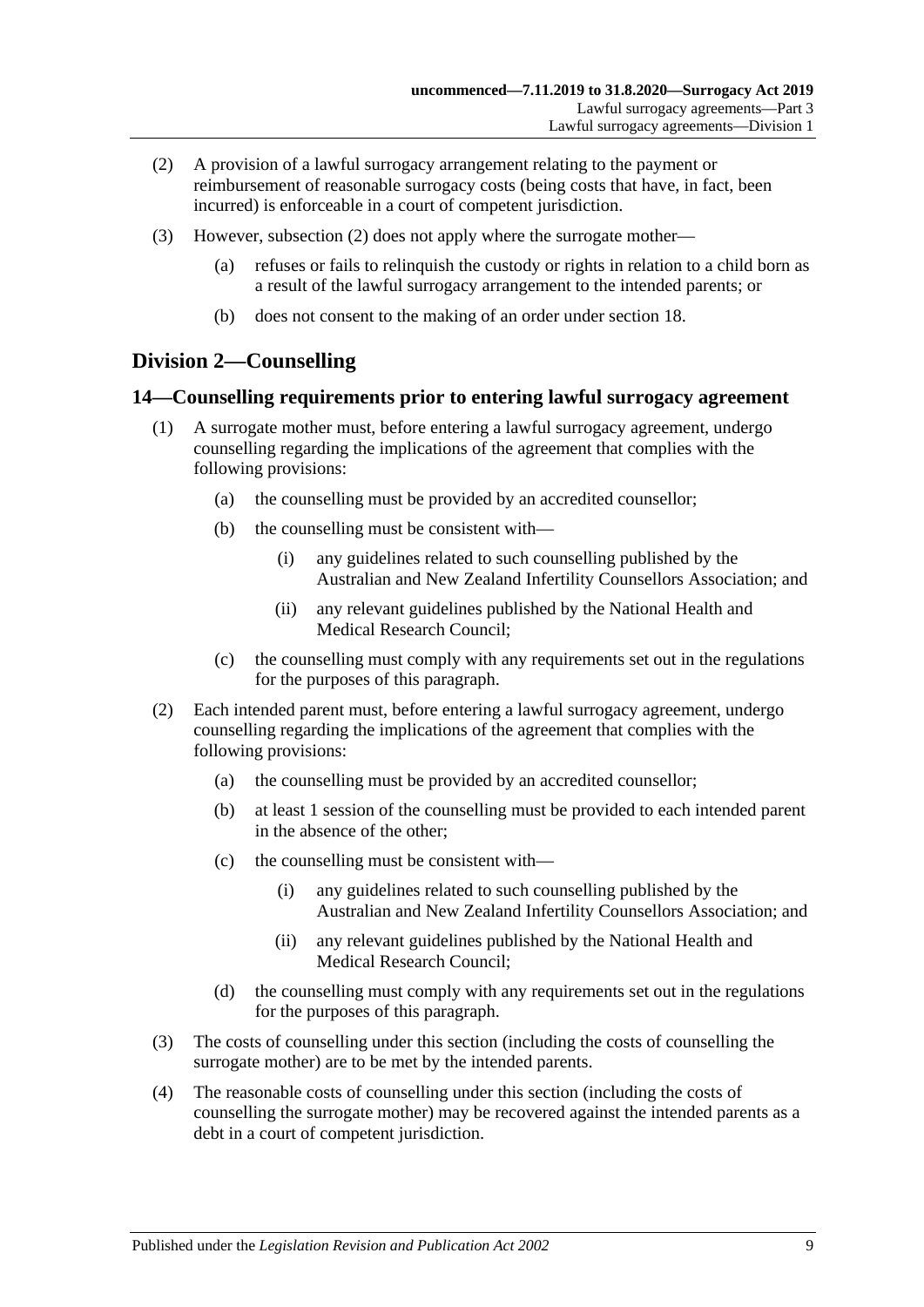(2) A provision of a lawful surrogacy arrangement relating to the payment or reimbursement of reasonable surrogacy costs (being costs that have, in fact, been incurred) is enforceable in a court of competent jurisdiction.

(3) However, subsection (2) does not apply where the surrogate mother—

(a) refuses or fails to relinquish the custody or rights in relation to a child born as a result of the lawful surrogacy arrangement to the intended parents; or

(b) does not consent to the making of an order under section 18.

## Division 2—Counselling

### 14—Counselling requirements prior to entering lawful surrogacy agreement

(1) A surrogate mother must, before entering a lawful surrogacy agreement, undergo counselling regarding the implications of the agreement that complies with the following provisions:

(a) the counselling must be provided by an accredited counsellor;

(b) the counselling must be consistent with—

(i) any guidelines related to such counselling published by the Australian and New Zealand Infertility Counsellors Association; and

(ii) any relevant guidelines published by the National Health and Medical Research Council;

(c) the counselling must comply with any requirements set out in the regulations for the purposes of this paragraph.

(2) Each intended parent must, before entering a lawful surrogacy agreement, undergo counselling regarding the implications of the agreement that complies with the following provisions:

(a) the counselling must be provided by an accredited counsellor;

(b) at least 1 session of the counselling must be provided to each intended parent in the absence of the other;

(c) the counselling must be consistent with—

(i) any guidelines related to such counselling published by the Australian and New Zealand Infertility Counsellors Association; and

(ii) any relevant guidelines published by the National Health and Medical Research Council;

(d) the counselling must comply with any requirements set out in the regulations for the purposes of this paragraph.

(3) The costs of counselling under this section (including the costs of counselling the surrogate mother) are to be met by the intended parents.

(4) The reasonable costs of counselling under this section (including the costs of counselling the surrogate mother) may be recovered against the intended parents as a debt in a court of competent jurisdiction.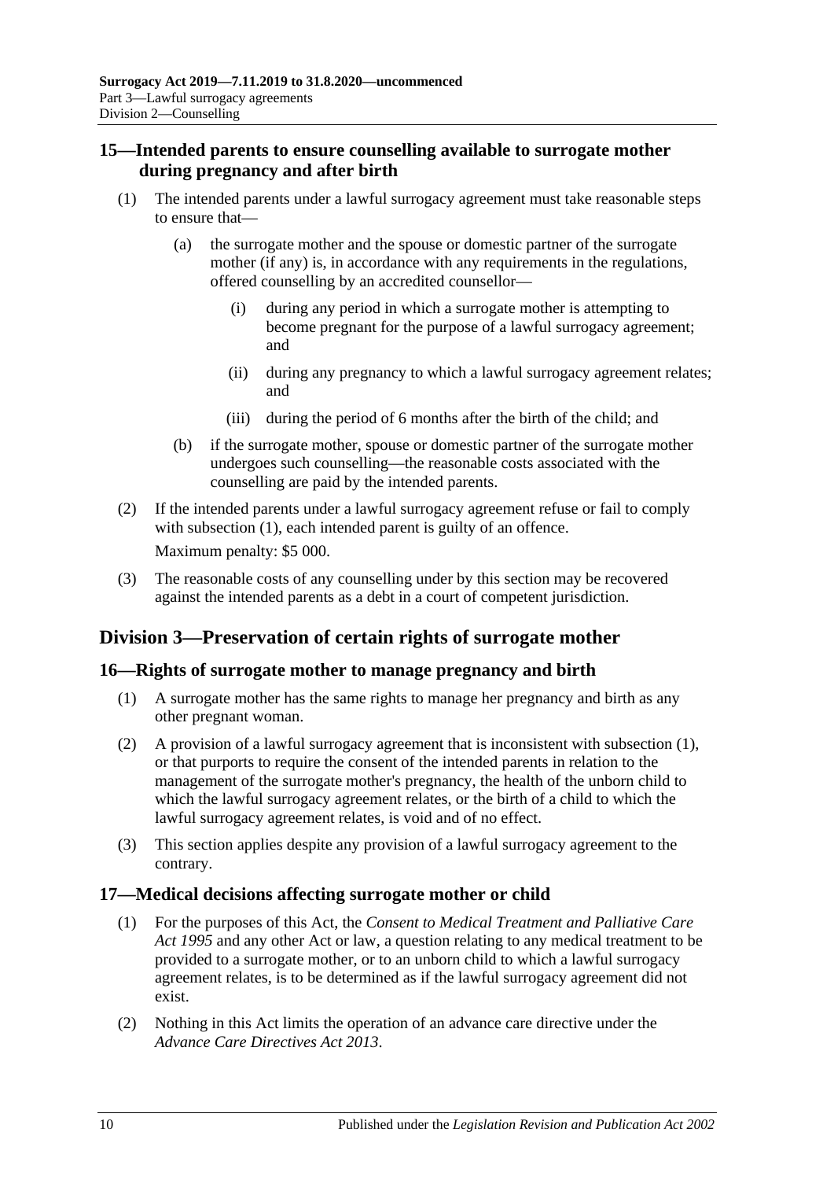## 15—Intended parents to ensure counselling available to surrogate mother during pregnancy and after birth

(1) The intended parents under a lawful surrogacy agreement must take reasonable steps to ensure that—

(a) the surrogate mother and the spouse or domestic partner of the surrogate mother (if any) is, in accordance with any requirements in the regulations, offered counselling by an accredited counsellor—

(i) during any period in which a surrogate mother is attempting to become pregnant for the purpose of a lawful surrogacy agreement; and

(ii) during any pregnancy to which a lawful surrogacy agreement relates; and

(iii) during the period of 6 months after the birth of the child; and

(b) if the surrogate mother, spouse or domestic partner of the surrogate mother undergoes such counselling—the reasonable costs associated with the counselling are paid by the intended parents.

(2) If the intended parents under a lawful surrogacy agreement refuse or fail to comply with subsection (1), each intended parent is guilty of an offence.

Maximum penalty: $5 000.

(3) The reasonable costs of any counselling under by this section may be recovered against the intended parents as a debt in a court of competent jurisdiction.

# Division 3—Preservation of certain rights of surrogate mother

## 16—Rights of surrogate mother to manage pregnancy and birth

(1) A surrogate mother has the same rights to manage her pregnancy and birth as any other pregnant woman.

(2) A provision of a lawful surrogacy agreement that is inconsistent with subsection (1), or that purports to require the consent of the intended parents in relation to the management of the surrogate mother's pregnancy, the health of the unborn child to which the lawful surrogacy agreement relates, or the birth of a child to which the lawful surrogacy agreement relates, is void and of no effect.

(3) This section applies despite any provision of a lawful surrogacy agreement to the contrary.

## 17—Medical decisions affecting surrogate mother or child

(1) For the purposes of this Act, the *Consent to Medical Treatment and Palliative Care Act 1995* and any other Act or law, a question relating to any medical treatment to be provided to a surrogate mother, or to an unborn child to which a lawful surrogacy agreement relates, is to be determined as if the lawful surrogacy agreement did not exist.

(2) Nothing in this Act limits the operation of an advance care directive under the *Advance Care Directives Act 2013*.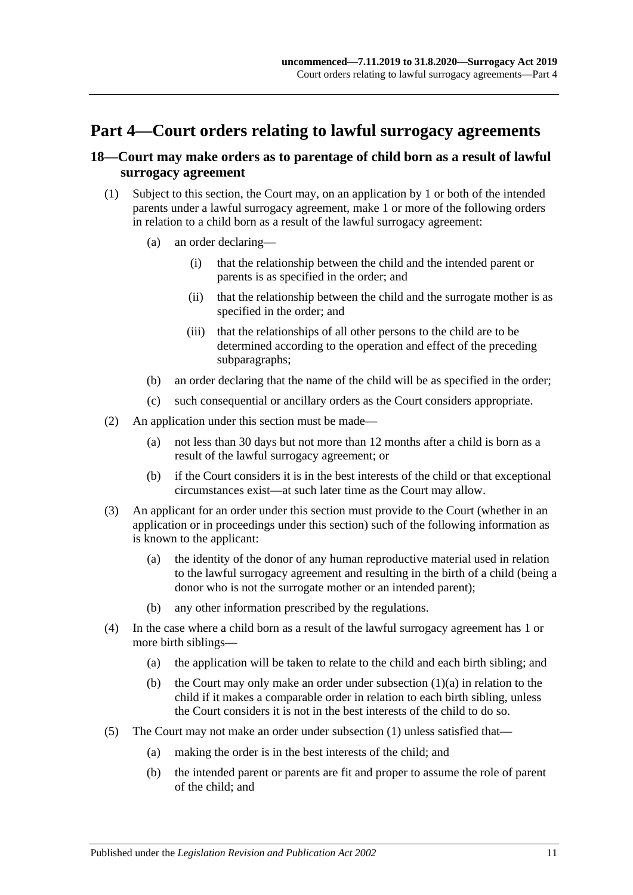# Part 4—Court orders relating to lawful surrogacy agreements

## 18—Court may make orders as to parentage of child born as a result of lawful surrogacy agreement

(1) Subject to this section, the Court may, on an application by 1 or both of the intended parents under a lawful surrogacy agreement, make 1 or more of the following orders in relation to a child born as a result of the lawful surrogacy agreement:

(a) an order declaring—

(i) that the relationship between the child and the intended parent or parents is as specified in the order; and

(ii) that the relationship between the child and the surrogate mother is as specified in the order; and

(iii) that the relationships of all other persons to the child are to be determined according to the operation and effect of the preceding subparagraphs;

(b) an order declaring that the name of the child will be as specified in the order;

(c) such consequential or ancillary orders as the Court considers appropriate.

(2) An application under this section must be made—

(a) not less than 30 days but not more than 12 months after a child is born as a result of the lawful surrogacy agreement; or

(b) if the Court considers it is in the best interests of the child or that exceptional circumstances exist—at such later time as the Court may allow.

(3) An applicant for an order under this section must provide to the Court (whether in an application or in proceedings under this section) such of the following information as is known to the applicant:

(a) the identity of the donor of any human reproductive material used in relation to the lawful surrogacy agreement and resulting in the birth of a child (being a donor who is not the surrogate mother or an intended parent);

(b) any other information prescribed by the regulations.

(4) In the case where a child born as a result of the lawful surrogacy agreement has 1 or more birth siblings—

(a) the application will be taken to relate to the child and each birth sibling; and

(b) the Court may only make an order under subsection (1)(a) in relation to the child if it makes a comparable order in relation to each birth sibling, unless the Court considers it is not in the best interests of the child to do so.

(5) The Court may not make an order under subsection (1) unless satisfied that—

(a) making the order is in the best interests of the child; and

(b) the intended parent or parents are fit and proper to assume the role of parent of the child; and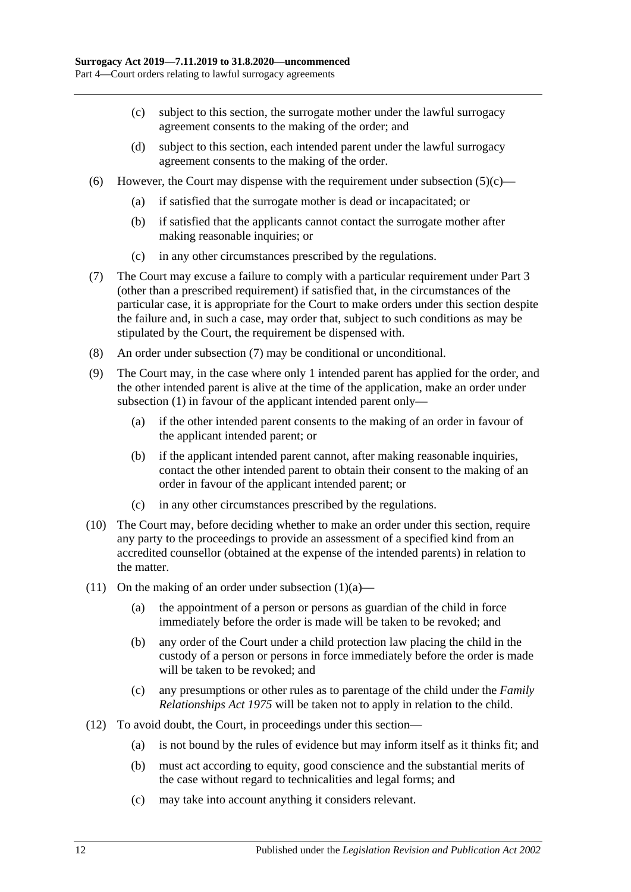(c) subject to this section, the surrogate mother under the lawful surrogacy agreement consents to the making of the order; and

(d) subject to this section, each intended parent under the lawful surrogacy agreement consents to the making of the order.

(6) However, the Court may dispense with the requirement under subsection (5)(c)—

(a) if satisfied that the surrogate mother is dead or incapacitated; or

(b) if satisfied that the applicants cannot contact the surrogate mother after making reasonable inquiries; or

(c) in any other circumstances prescribed by the regulations.

(7) The Court may excuse a failure to comply with a particular requirement under Part 3 (other than a prescribed requirement) if satisfied that, in the circumstances of the particular case, it is appropriate for the Court to make orders under this section despite the failure and, in such a case, may order that, subject to such conditions as may be stipulated by the Court, the requirement be dispensed with.

(8) An order under subsection (7) may be conditional or unconditional.

(9) The Court may, in the case where only 1 intended parent has applied for the order, and the other intended parent is alive at the time of the application, make an order under subsection (1) in favour of the applicant intended parent only—

(a) if the other intended parent consents to the making of an order in favour of the applicant intended parent; or

(b) if the applicant intended parent cannot, after making reasonable inquiries, contact the other intended parent to obtain their consent to the making of an order in favour of the applicant intended parent; or

(c) in any other circumstances prescribed by the regulations.

(10) The Court may, before deciding whether to make an order under this section, require any party to the proceedings to provide an assessment of a specified kind from an accredited counsellor (obtained at the expense of the intended parents) in relation to the matter.

(11) On the making of an order under subsection (1)(a)—

(a) the appointment of a person or persons as guardian of the child in force immediately before the order is made will be taken to be revoked; and

(b) any order of the Court under a child protection law placing the child in the custody of a person or persons in force immediately before the order is made will be taken to be revoked; and

(c) any presumptions or other rules as to parentage of the child under the *Family Relationships Act 1975* will be taken not to apply in relation to the child.

(12) To avoid doubt, the Court, in proceedings under this section—

(a) is not bound by the rules of evidence but may inform itself as it thinks fit; and

(b) must act according to equity, good conscience and the substantial merits of the case without regard to technicalities and legal forms; and

(c) may take into account anything it considers relevant.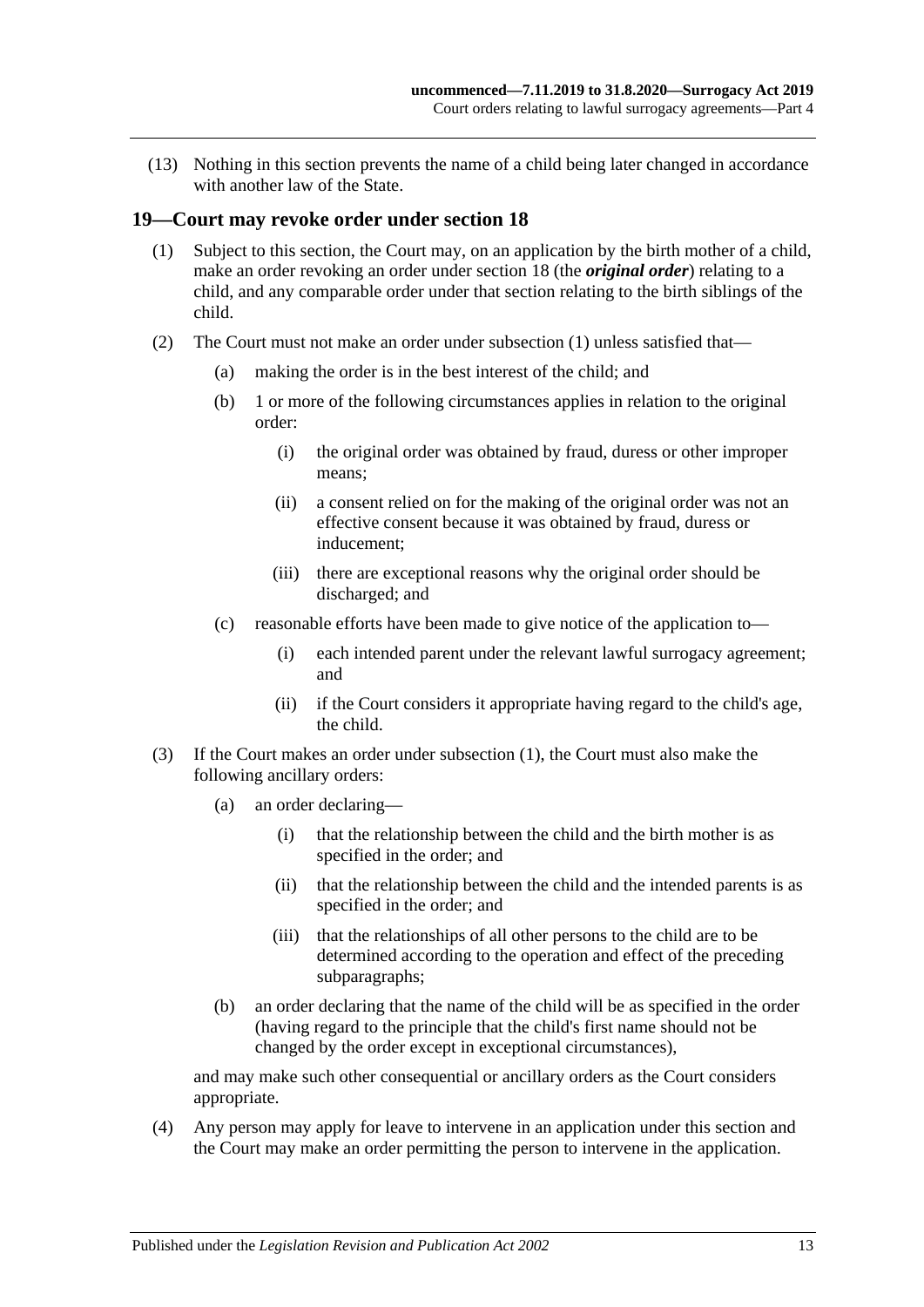(13) Nothing in this section prevents the name of a child being later changed in accordance with another law of the State.

## 19—Court may revoke order under section 18

(1) Subject to this section, the Court may, on an application by the birth mother of a child, make an order revoking an order under section 18 (the ***original order***) relating to a child, and any comparable order under that section relating to the birth siblings of the child.

(2) The Court must not make an order under subsection (1) unless satisfied that—

- (a) making the order is in the best interest of the child; and
- (b) 1 or more of the following circumstances applies in relation to the original order:
  - (i) the original order was obtained by fraud, duress or other improper means;
  - (ii) a consent relied on for the making of the original order was not an effective consent because it was obtained by fraud, duress or inducement;
  - (iii) there are exceptional reasons why the original order should be discharged; and
- (c) reasonable efforts have been made to give notice of the application to—
  - (i) each intended parent under the relevant lawful surrogacy agreement; and
  - (ii) if the Court considers it appropriate having regard to the child's age, the child.

(3) If the Court makes an order under subsection (1), the Court must also make the following ancillary orders:

- (a) an order declaring—
  - (i) that the relationship between the child and the birth mother is as specified in the order; and
  - (ii) that the relationship between the child and the intended parents is as specified in the order; and
  - (iii) that the relationships of all other persons to the child are to be determined according to the operation and effect of the preceding subparagraphs;
- (b) an order declaring that the name of the child will be as specified in the order (having regard to the principle that the child's first name should not be changed by the order except in exceptional circumstances),

and may make such other consequential or ancillary orders as the Court considers appropriate.

(4) Any person may apply for leave to intervene in an application under this section and the Court may make an order permitting the person to intervene in the application.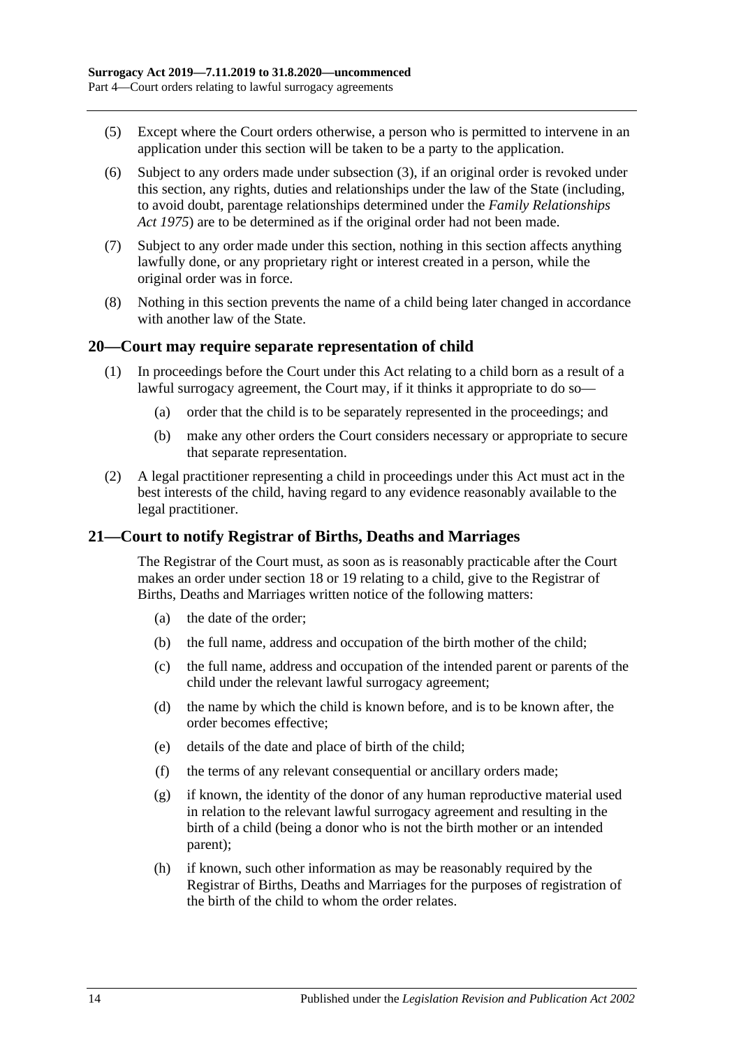(5) Except where the Court orders otherwise, a person who is permitted to intervene in an application under this section will be taken to be a party to the application.

(6) Subject to any orders made under subsection (3), if an original order is revoked under this section, any rights, duties and relationships under the law of the State (including, to avoid doubt, parentage relationships determined under the *Family Relationships Act 1975*) are to be determined as if the original order had not been made.

(7) Subject to any order made under this section, nothing in this section affects anything lawfully done, or any proprietary right or interest created in a person, while the original order was in force.

(8) Nothing in this section prevents the name of a child being later changed in accordance with another law of the State.

## 20—Court may require separate representation of child

(1) In proceedings before the Court under this Act relating to a child born as a result of a lawful surrogacy agreement, the Court may, if it thinks it appropriate to do so—

- (a) order that the child is to be separately represented in the proceedings; and
- (b) make any other orders the Court considers necessary or appropriate to secure that separate representation.

(2) A legal practitioner representing a child in proceedings under this Act must act in the best interests of the child, having regard to any evidence reasonably available to the legal practitioner.

## 21—Court to notify Registrar of Births, Deaths and Marriages

The Registrar of the Court must, as soon as is reasonably practicable after the Court makes an order under section 18 or 19 relating to a child, give to the Registrar of Births, Deaths and Marriages written notice of the following matters:

- (a) the date of the order;
- (b) the full name, address and occupation of the birth mother of the child;
- (c) the full name, address and occupation of the intended parent or parents of the child under the relevant lawful surrogacy agreement;
- (d) the name by which the child is known before, and is to be known after, the order becomes effective;
- (e) details of the date and place of birth of the child;
- (f) the terms of any relevant consequential or ancillary orders made;
- (g) if known, the identity of the donor of any human reproductive material used in relation to the relevant lawful surrogacy agreement and resulting in the birth of a child (being a donor who is not the birth mother or an intended parent);
- (h) if known, such other information as may be reasonably required by the Registrar of Births, Deaths and Marriages for the purposes of registration of the birth of the child to whom the order relates.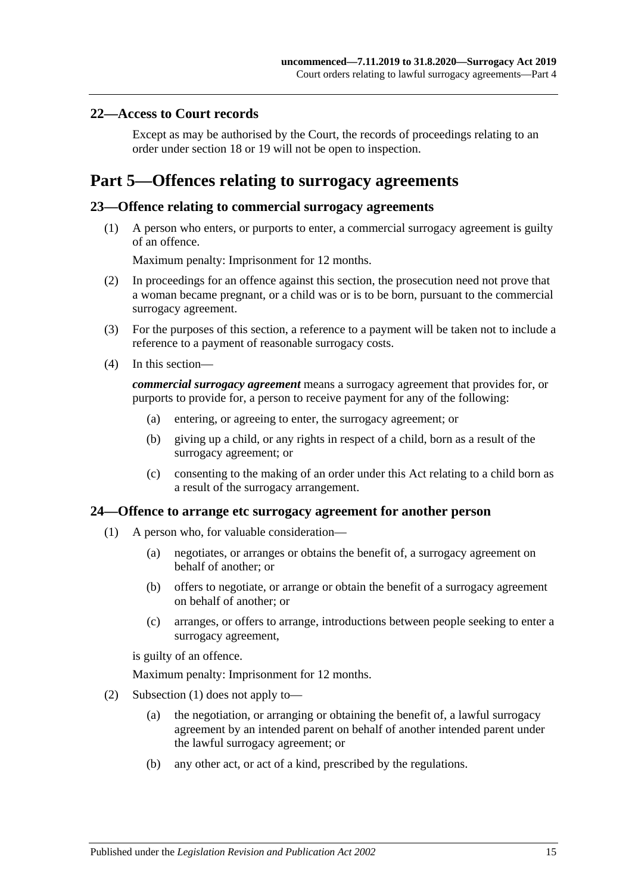## 22—Access to Court records

Except as may be authorised by the Court, the records of proceedings relating to an order under section 18 or 19 will not be open to inspection.

# Part 5—Offences relating to surrogacy agreements

## 23—Offence relating to commercial surrogacy agreements

(1) A person who enters, or purports to enter, a commercial surrogacy agreement is guilty of an offence.

Maximum penalty: Imprisonment for 12 months.

(2) In proceedings for an offence against this section, the prosecution need not prove that a woman became pregnant, or a child was or is to be born, pursuant to the commercial surrogacy agreement.

(3) For the purposes of this section, a reference to a payment will be taken not to include a reference to a payment of reasonable surrogacy costs.

(4) In this section—

***commercial surrogacy agreement*** means a surrogacy agreement that provides for, or purports to provide for, a person to receive payment for any of the following:

(a) entering, or agreeing to enter, the surrogacy agreement; or

(b) giving up a child, or any rights in respect of a child, born as a result of the surrogacy agreement; or

(c) consenting to the making of an order under this Act relating to a child born as a result of the surrogacy arrangement.

## 24—Offence to arrange etc surrogacy agreement for another person

(1) A person who, for valuable consideration—

(a) negotiates, or arranges or obtains the benefit of, a surrogacy agreement on behalf of another; or

(b) offers to negotiate, or arrange or obtain the benefit of a surrogacy agreement on behalf of another; or

(c) arranges, or offers to arrange, introductions between people seeking to enter a surrogacy agreement,

is guilty of an offence.

Maximum penalty: Imprisonment for 12 months.

(2) Subsection (1) does not apply to—

(a) the negotiation, or arranging or obtaining the benefit of, a lawful surrogacy agreement by an intended parent on behalf of another intended parent under the lawful surrogacy agreement; or

(b) any other act, or act of a kind, prescribed by the regulations.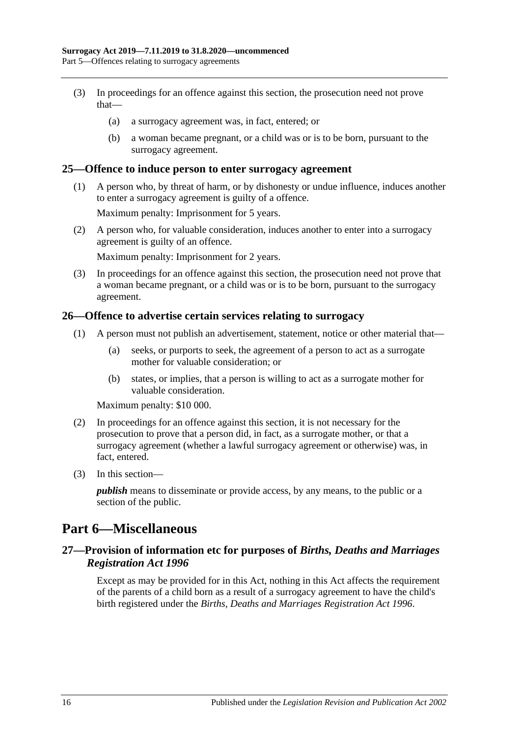(3) In proceedings for an offence against this section, the prosecution need not prove that—

(a) a surrogacy agreement was, in fact, entered; or

(b) a woman became pregnant, or a child was or is to be born, pursuant to the surrogacy agreement.

### 25—Offence to induce person to enter surrogacy agreement

(1) A person who, by threat of harm, or by dishonesty or undue influence, induces another to enter a surrogacy agreement is guilty of a offence.

Maximum penalty: Imprisonment for 5 years.

(2) A person who, for valuable consideration, induces another to enter into a surrogacy agreement is guilty of an offence.

Maximum penalty: Imprisonment for 2 years.

(3) In proceedings for an offence against this section, the prosecution need not prove that a woman became pregnant, or a child was or is to be born, pursuant to the surrogacy agreement.

### 26—Offence to advertise certain services relating to surrogacy

(1) A person must not publish an advertisement, statement, notice or other material that—

(a) seeks, or purports to seek, the agreement of a person to act as a surrogate mother for valuable consideration; or

(b) states, or implies, that a person is willing to act as a surrogate mother for valuable consideration.

Maximum penalty: $10 000.

(2) In proceedings for an offence against this section, it is not necessary for the prosecution to prove that a person did, in fact, as a surrogate mother, or that a surrogacy agreement (whether a lawful surrogacy agreement or otherwise) was, in fact, entered.

(3) In this section—

***publish*** means to disseminate or provide access, by any means, to the public or a section of the public.

## Part 6—Miscellaneous

### 27—Provision of information etc for purposes of *Births, Deaths and Marriages Registration Act 1996*

Except as may be provided for in this Act, nothing in this Act affects the requirement of the parents of a child born as a result of a surrogacy agreement to have the child's birth registered under the *Births, Deaths and Marriages Registration Act 1996*.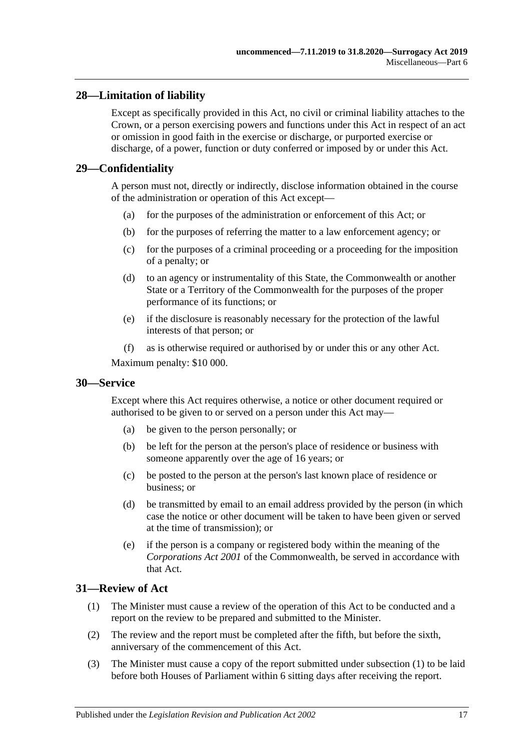## 28—Limitation of liability

Except as specifically provided in this Act, no civil or criminal liability attaches to the Crown, or a person exercising powers and functions under this Act in respect of an act or omission in good faith in the exercise or discharge, or purported exercise or discharge, of a power, function or duty conferred or imposed by or under this Act.

## 29—Confidentiality

A person must not, directly or indirectly, disclose information obtained in the course of the administration or operation of this Act except—

(a) for the purposes of the administration or enforcement of this Act; or

(b) for the purposes of referring the matter to a law enforcement agency; or

(c) for the purposes of a criminal proceeding or a proceeding for the imposition of a penalty; or

(d) to an agency or instrumentality of this State, the Commonwealth or another State or a Territory of the Commonwealth for the purposes of the proper performance of its functions; or

(e) if the disclosure is reasonably necessary for the protection of the lawful interests of that person; or

(f) as is otherwise required or authorised by or under this or any other Act.

Maximum penalty: $10 000.

## 30—Service

Except where this Act requires otherwise, a notice or other document required or authorised to be given to or served on a person under this Act may—

(a) be given to the person personally; or

(b) be left for the person at the person's place of residence or business with someone apparently over the age of 16 years; or

(c) be posted to the person at the person's last known place of residence or business; or

(d) be transmitted by email to an email address provided by the person (in which case the notice or other document will be taken to have been given or served at the time of transmission); or

(e) if the person is a company or registered body within the meaning of the *Corporations Act 2001* of the Commonwealth, be served in accordance with that Act.

## 31—Review of Act

(1) The Minister must cause a review of the operation of this Act to be conducted and a report on the review to be prepared and submitted to the Minister.

(2) The review and the report must be completed after the fifth, but before the sixth, anniversary of the commencement of this Act.

(3) The Minister must cause a copy of the report submitted under subsection (1) to be laid before both Houses of Parliament within 6 sitting days after receiving the report.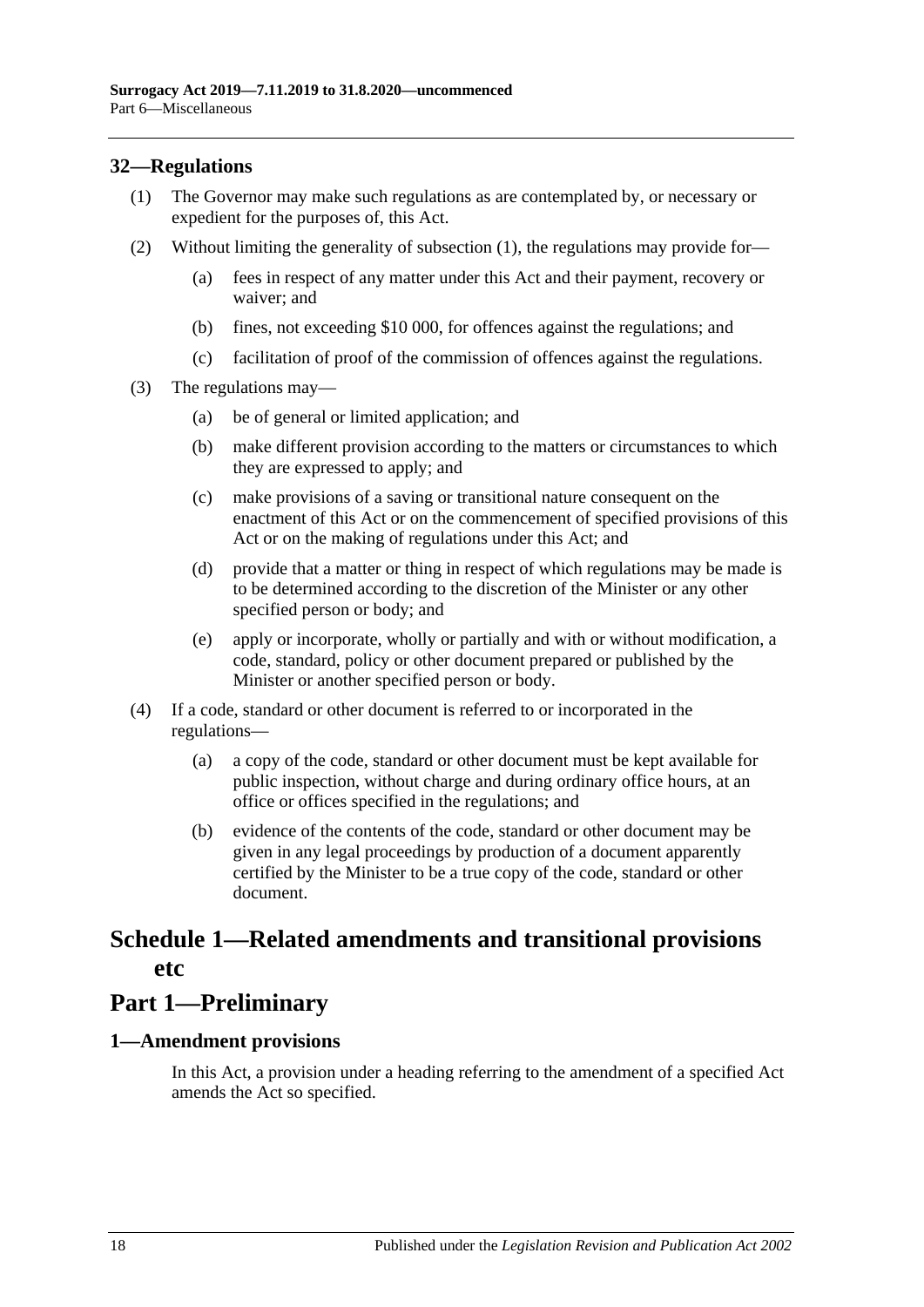## 32—Regulations

(1) The Governor may make such regulations as are contemplated by, or necessary or expedient for the purposes of, this Act.

(2) Without limiting the generality of subsection (1), the regulations may provide for—

(a) fees in respect of any matter under this Act and their payment, recovery or waiver; and

(b) fines, not exceeding $10 000, for offences against the regulations; and

(c) facilitation of proof of the commission of offences against the regulations.

(3) The regulations may—

(a) be of general or limited application; and

(b) make different provision according to the matters or circumstances to which they are expressed to apply; and

(c) make provisions of a saving or transitional nature consequent on the enactment of this Act or on the commencement of specified provisions of this Act or on the making of regulations under this Act; and

(d) provide that a matter or thing in respect of which regulations may be made is to be determined according to the discretion of the Minister or any other specified person or body; and

(e) apply or incorporate, wholly or partially and with or without modification, a code, standard, policy or other document prepared or published by the Minister or another specified person or body.

(4) If a code, standard or other document is referred to or incorporated in the regulations—

(a) a copy of the code, standard or other document must be kept available for public inspection, without charge and during ordinary office hours, at an office or offices specified in the regulations; and

(b) evidence of the contents of the code, standard or other document may be given in any legal proceedings by production of a document apparently certified by the Minister to be a true copy of the code, standard or other document.

# Schedule 1—Related amendments and transitional provisions etc

# Part 1—Preliminary

## 1—Amendment provisions

In this Act, a provision under a heading referring to the amendment of a specified Act amends the Act so specified.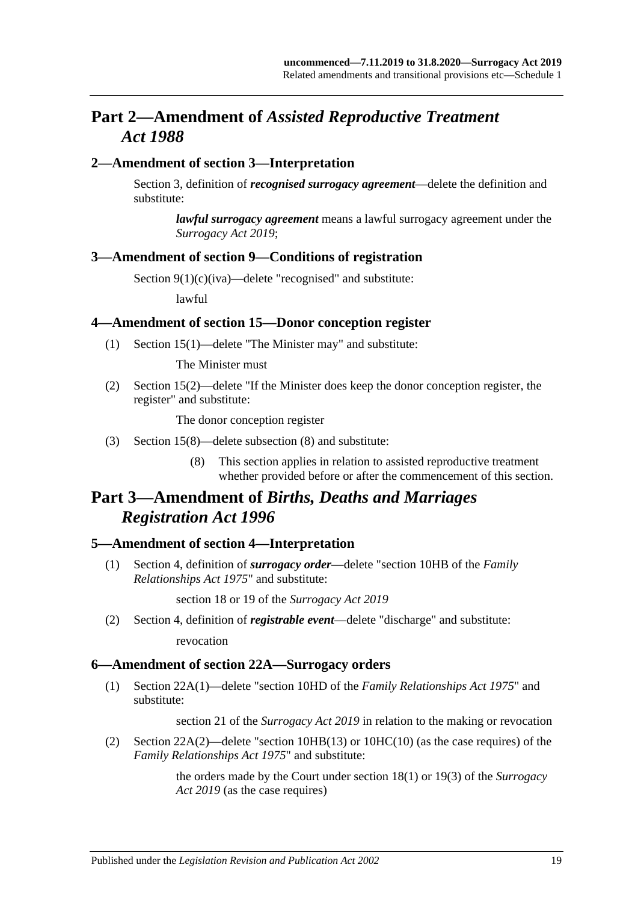## Part 2—Amendment of *Assisted Reproductive Treatment Act 1988*

### 2—Amendment of section 3—Interpretation

Section 3, definition of ***recognised surrogacy agreement***—delete the definition and substitute:

> ***lawful surrogacy agreement*** means a lawful surrogacy agreement under the *Surrogacy Act 2019*;

### 3—Amendment of section 9—Conditions of registration

Section 9(1)(c)(iva)—delete "recognised" and substitute:

> lawful

### 4—Amendment of section 15—Donor conception register

(1) Section 15(1)—delete "The Minister may" and substitute:

> The Minister must

(2) Section 15(2)—delete "If the Minister does keep the donor conception register, the register" and substitute:

> The donor conception register

(3) Section 15(8)—delete subsection (8) and substitute:

> (8) This section applies in relation to assisted reproductive treatment whether provided before or after the commencement of this section.

## Part 3—Amendment of *Births, Deaths and Marriages Registration Act 1996*

### 5—Amendment of section 4—Interpretation

(1) Section 4, definition of ***surrogacy order***—delete "section 10HB of the *Family Relationships Act 1975*" and substitute:

> section 18 or 19 of the *Surrogacy Act 2019*

(2) Section 4, definition of ***registrable event***—delete "discharge" and substitute:

> revocation

### 6—Amendment of section 22A—Surrogacy orders

(1) Section 22A(1)—delete "section 10HD of the *Family Relationships Act 1975*" and substitute:

> section 21 of the *Surrogacy Act 2019* in relation to the making or revocation

(2) Section 22A(2)—delete "section 10HB(13) or 10HC(10) (as the case requires) of the *Family Relationships Act 1975*" and substitute:

> the orders made by the Court under section 18(1) or 19(3) of the *Surrogacy Act 2019* (as the case requires)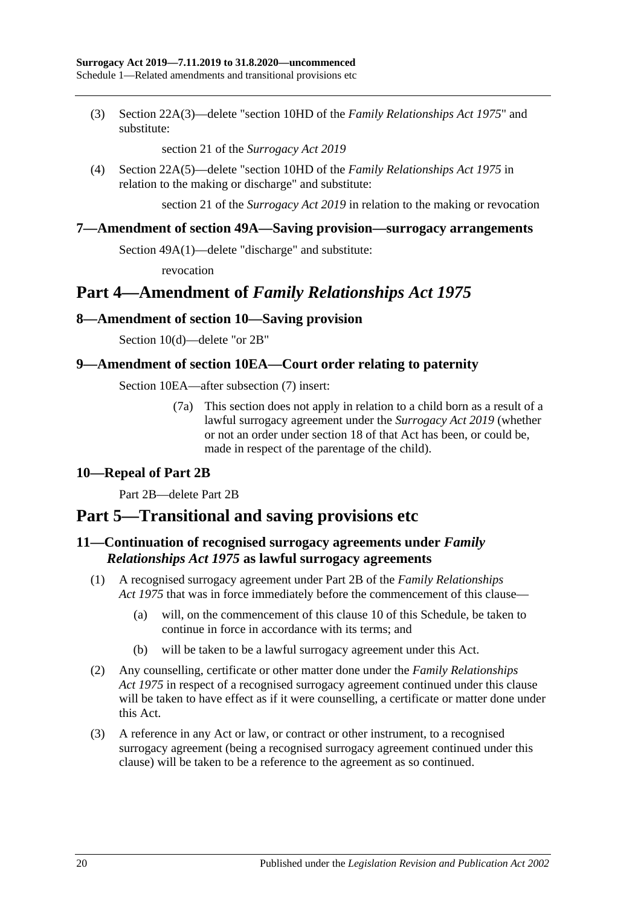(3) Section 22A(3)—delete "section 10HD of the *Family Relationships Act 1975*" and substitute:

section 21 of the *Surrogacy Act 2019*

(4) Section 22A(5)—delete "section 10HD of the *Family Relationships Act 1975* in relation to the making or discharge" and substitute:

section 21 of the *Surrogacy Act 2019* in relation to the making or revocation

### 7—Amendment of section 49A—Saving provision—surrogacy arrangements

Section 49A(1)—delete "discharge" and substitute:

revocation

## Part 4—Amendment of *Family Relationships Act 1975*

### 8—Amendment of section 10—Saving provision

Section 10(d)—delete "or 2B"

### 9—Amendment of section 10EA—Court order relating to paternity

Section 10EA—after subsection (7) insert:

(7a) This section does not apply in relation to a child born as a result of a lawful surrogacy agreement under the *Surrogacy Act 2019* (whether or not an order under section 18 of that Act has been, or could be, made in respect of the parentage of the child).

### 10—Repeal of Part 2B

Part 2B—delete Part 2B

## Part 5—Transitional and saving provisions etc

### 11—Continuation of recognised surrogacy agreements under *Family Relationships Act 1975* as lawful surrogacy agreements

(1) A recognised surrogacy agreement under Part 2B of the *Family Relationships Act 1975* that was in force immediately before the commencement of this clause—

(a) will, on the commencement of this clause 10 of this Schedule, be taken to continue in force in accordance with its terms; and

(b) will be taken to be a lawful surrogacy agreement under this Act.

(2) Any counselling, certificate or other matter done under the *Family Relationships Act 1975* in respect of a recognised surrogacy agreement continued under this clause will be taken to have effect as if it were counselling, a certificate or matter done under this Act.

(3) A reference in any Act or law, or contract or other instrument, to a recognised surrogacy agreement (being a recognised surrogacy agreement continued under this clause) will be taken to be a reference to the agreement as so continued.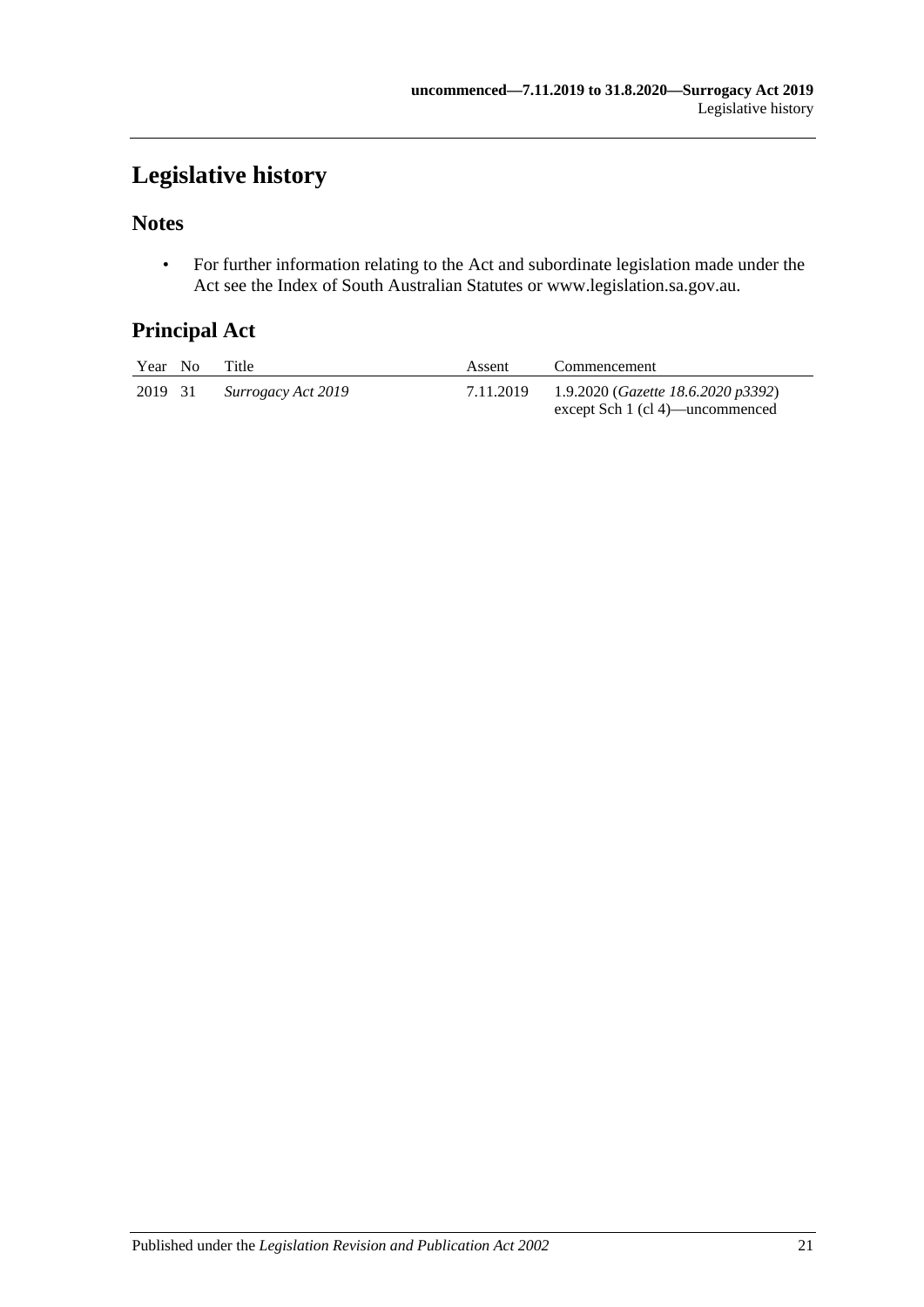# Legislative history

## Notes

- For further information relating to the Act and subordinate legislation made under the Act see the Index of South Australian Statutes or www.legislation.sa.gov.au.

## Principal Act

| Year | No | Title | Assent | Commencement |
|---|---|---|---|---|
| 2019 | 31 | *Surrogacy Act 2019* | 7.11.2019 | 1.9.2020 (*Gazette 18.6.2020 p3392*) except Sch 1 (cl 4)—uncommenced |